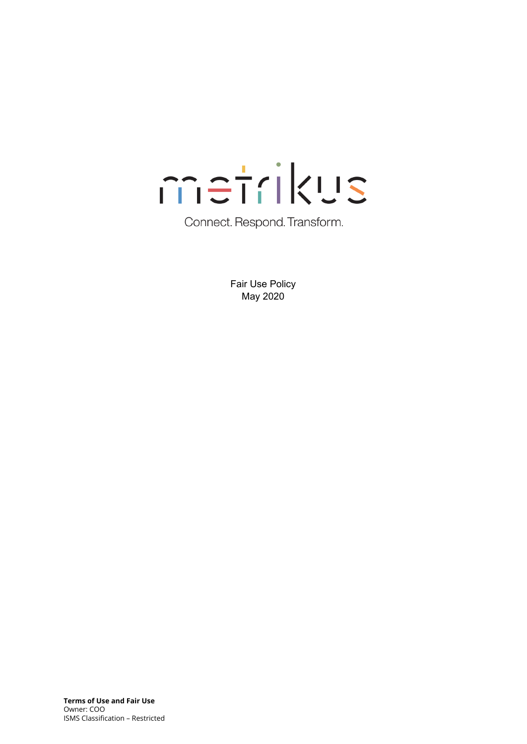metrikus

Connect. Respond. Transform.

# Fair Use Policy

May 2020

**Terms of Use and Fair Use**
Owner: COO
ISMS Classification – Restricted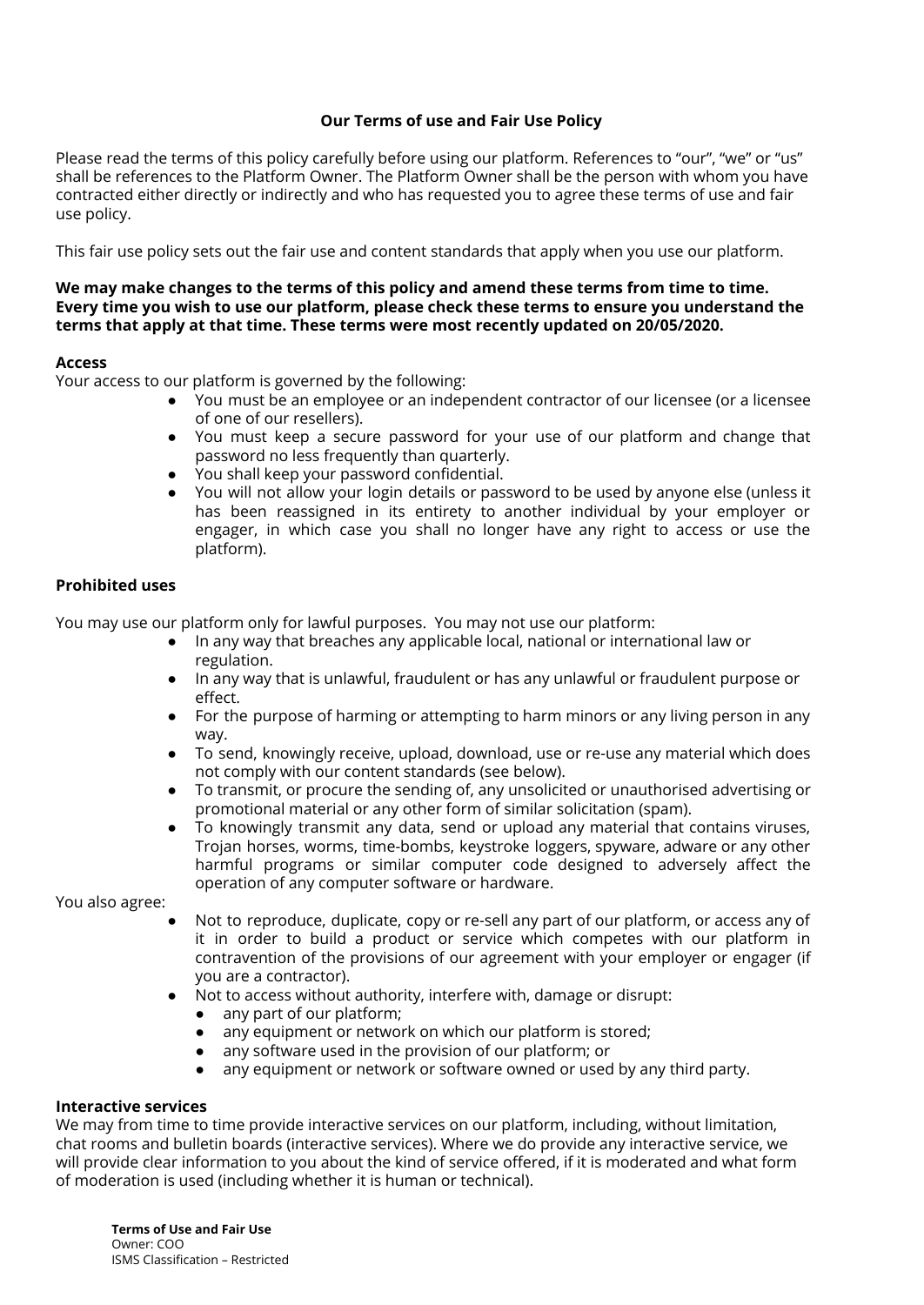**Our Terms of use and Fair Use Policy**

Please read the terms of this policy carefully before using our platform. References to "our", "we" or "us" shall be references to the Platform Owner. The Platform Owner shall be the person with whom you have contracted either directly or indirectly and who has requested you to agree these terms of use and fair use policy.

This fair use policy sets out the fair use and content standards that apply when you use our platform.

**We may make changes to the terms of this policy and amend these terms from time to time. Every time you wish to use our platform, please check these terms to ensure you understand the terms that apply at that time. These terms were most recently updated on 20/05/2020.**

**Access**

Your access to our platform is governed by the following:

- You must be an employee or an independent contractor of our licensee (or a licensee of one of our resellers).
- You must keep a secure password for your use of our platform and change that password no less frequently than quarterly.
- You shall keep your password confidential.
- You will not allow your login details or password to be used by anyone else (unless it has been reassigned in its entirety to another individual by your employer or engager, in which case you shall no longer have any right to access or use the platform).

**Prohibited uses**

You may use our platform only for lawful purposes. You may not use our platform:

- In any way that breaches any applicable local, national or international law or regulation.
- In any way that is unlawful, fraudulent or has any unlawful or fraudulent purpose or effect.
- For the purpose of harming or attempting to harm minors or any living person in any way.
- To send, knowingly receive, upload, download, use or re-use any material which does not comply with our content standards (see below).
- To transmit, or procure the sending of, any unsolicited or unauthorised advertising or promotional material or any other form of similar solicitation (spam).
- To knowingly transmit any data, send or upload any material that contains viruses, Trojan horses, worms, time-bombs, keystroke loggers, spyware, adware or any other harmful programs or similar computer code designed to adversely affect the operation of any computer software or hardware.

You also agree:

- Not to reproduce, duplicate, copy or re-sell any part of our platform, or access any of it in order to build a product or service which competes with our platform in contravention of the provisions of our agreement with your employer or engager (if you are a contractor).
- Not to access without authority, interfere with, damage or disrupt:
  - any part of our platform;
  - any equipment or network on which our platform is stored;
  - any software used in the provision of our platform; or
  - any equipment or network or software owned or used by any third party.

**Interactive services**

We may from time to time provide interactive services on our platform, including, without limitation, chat rooms and bulletin boards (interactive services). Where we do provide any interactive service, we will provide clear information to you about the kind of service offered, if it is moderated and what form of moderation is used (including whether it is human or technical).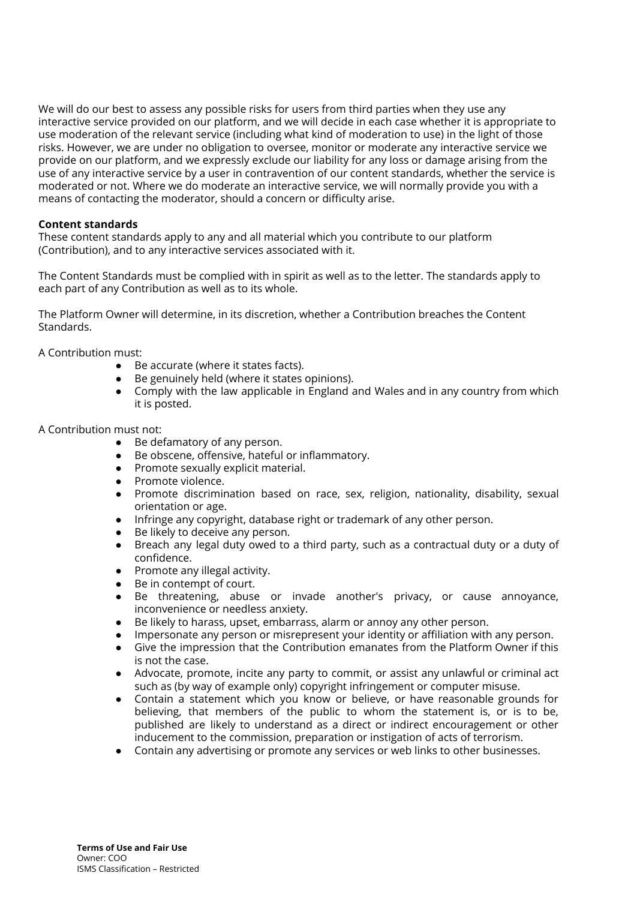We will do our best to assess any possible risks for users from third parties when they use any interactive service provided on our platform, and we will decide in each case whether it is appropriate to use moderation of the relevant service (including what kind of moderation to use) in the light of those risks. However, we are under no obligation to oversee, monitor or moderate any interactive service we provide on our platform, and we expressly exclude our liability for any loss or damage arising from the use of any interactive service by a user in contravention of our content standards, whether the service is moderated or not. Where we do moderate an interactive service, we will normally provide you with a means of contacting the moderator, should a concern or difficulty arise.

**Content standards**

These content standards apply to any and all material which you contribute to our platform (Contribution), and to any interactive services associated with it.

The Content Standards must be complied with in spirit as well as to the letter. The standards apply to each part of any Contribution as well as to its whole.

The Platform Owner will determine, in its discretion, whether a Contribution breaches the Content Standards.

A Contribution must:

- Be accurate (where it states facts).
- Be genuinely held (where it states opinions).
- Comply with the law applicable in England and Wales and in any country from which it is posted.

A Contribution must not:

- Be defamatory of any person.
- Be obscene, offensive, hateful or inflammatory.
- Promote sexually explicit material.
- Promote violence.
- Promote discrimination based on race, sex, religion, nationality, disability, sexual orientation or age.
- Infringe any copyright, database right or trademark of any other person.
- Be likely to deceive any person.
- Breach any legal duty owed to a third party, such as a contractual duty or a duty of confidence.
- Promote any illegal activity.
- Be in contempt of court.
- Be threatening, abuse or invade another's privacy, or cause annoyance, inconvenience or needless anxiety.
- Be likely to harass, upset, embarrass, alarm or annoy any other person.
- Impersonate any person or misrepresent your identity or affiliation with any person.
- Give the impression that the Contribution emanates from the Platform Owner if this is not the case.
- Advocate, promote, incite any party to commit, or assist any unlawful or criminal act such as (by way of example only) copyright infringement or computer misuse.
- Contain a statement which you know or believe, or have reasonable grounds for believing, that members of the public to whom the statement is, or is to be, published are likely to understand as a direct or indirect encouragement or other inducement to the commission, preparation or instigation of acts of terrorism.
- Contain any advertising or promote any services or web links to other businesses.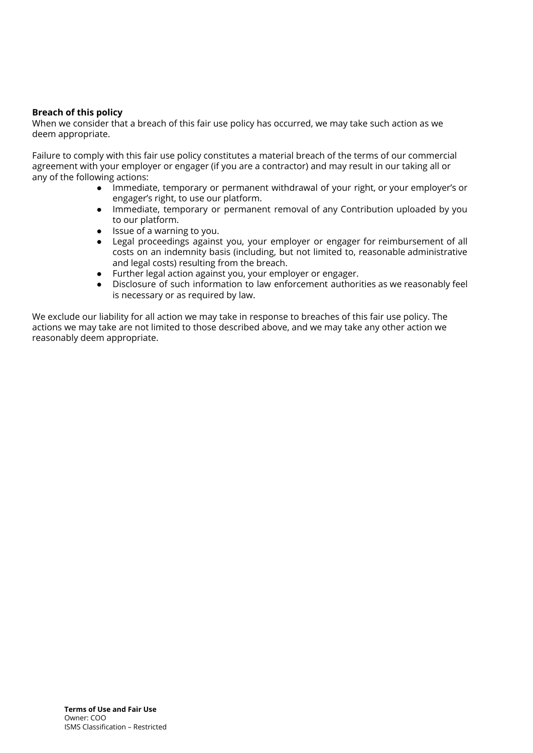**Breach of this policy**

When we consider that a breach of this fair use policy has occurred, we may take such action as we deem appropriate.

Failure to comply with this fair use policy constitutes a material breach of the terms of our commercial agreement with your employer or engager (if you are a contractor) and may result in our taking all or any of the following actions:

- Immediate, temporary or permanent withdrawal of your right, or your employer's or engager's right, to use our platform.
- Immediate, temporary or permanent removal of any Contribution uploaded by you to our platform.
- Issue of a warning to you.
- Legal proceedings against you, your employer or engager for reimbursement of all costs on an indemnity basis (including, but not limited to, reasonable administrative and legal costs) resulting from the breach.
- Further legal action against you, your employer or engager.
- Disclosure of such information to law enforcement authorities as we reasonably feel is necessary or as required by law.

We exclude our liability for all action we may take in response to breaches of this fair use policy. The actions we may take are not limited to those described above, and we may take any other action we reasonably deem appropriate.